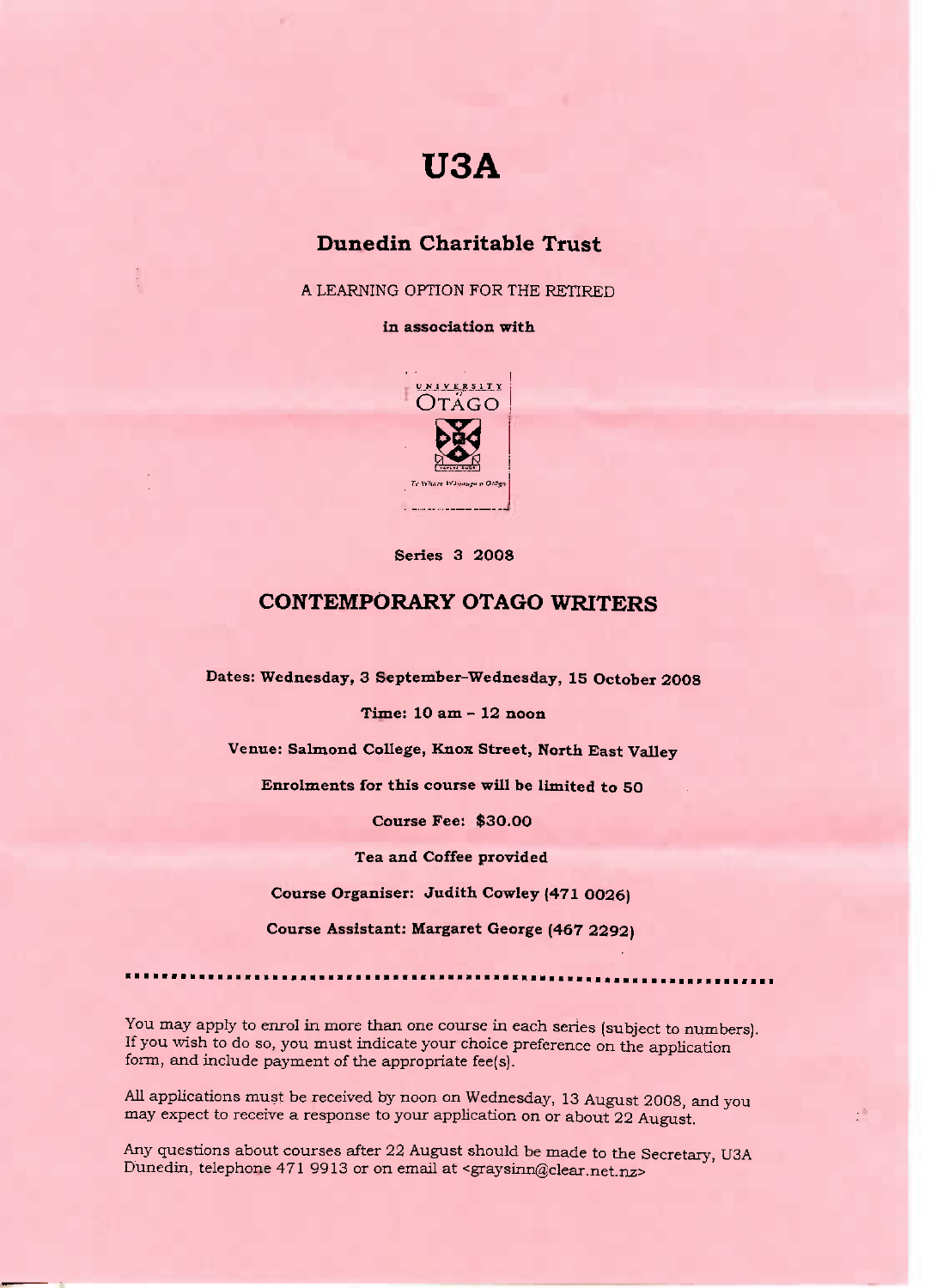# U3A

## Dunedin Charitable Trust

A LEARNING OPTION FOR THE RETIRED

**in association with**

UNIVERSITY OF OTAGO

Te Whare Wānanga o Otāgo

**Series 3 2008**

## CONTEMPORARY OTAGO WRITERS

**Dates: Wednesday, 3 September–Wednesday, 15 October 2008**

**Time: 10 am – 12 noon**

**Venue: Salmond College, Knox Street, North East Valley**

**Enrolments for this course will be limited to 50**

**Course Fee: $30.00**

**Tea and Coffee provided**

**Course Organiser: Judith Cowley (471 0026)**

**Course Assistant: Margaret George (467 2292)**

---

You may apply to enrol in more than one course in each series (subject to numbers). If you wish to do so, you must indicate your choice preference on the application form, and include payment of the appropriate fee(s).

All applications must be received by noon on Wednesday, 13 August 2008, and you may expect to receive a response to your application on or about 22 August.

Any questions about courses after 22 August should be made to the Secretary, U3A Dunedin, telephone 471 9913 or on email at <graysinn@clear.net.nz>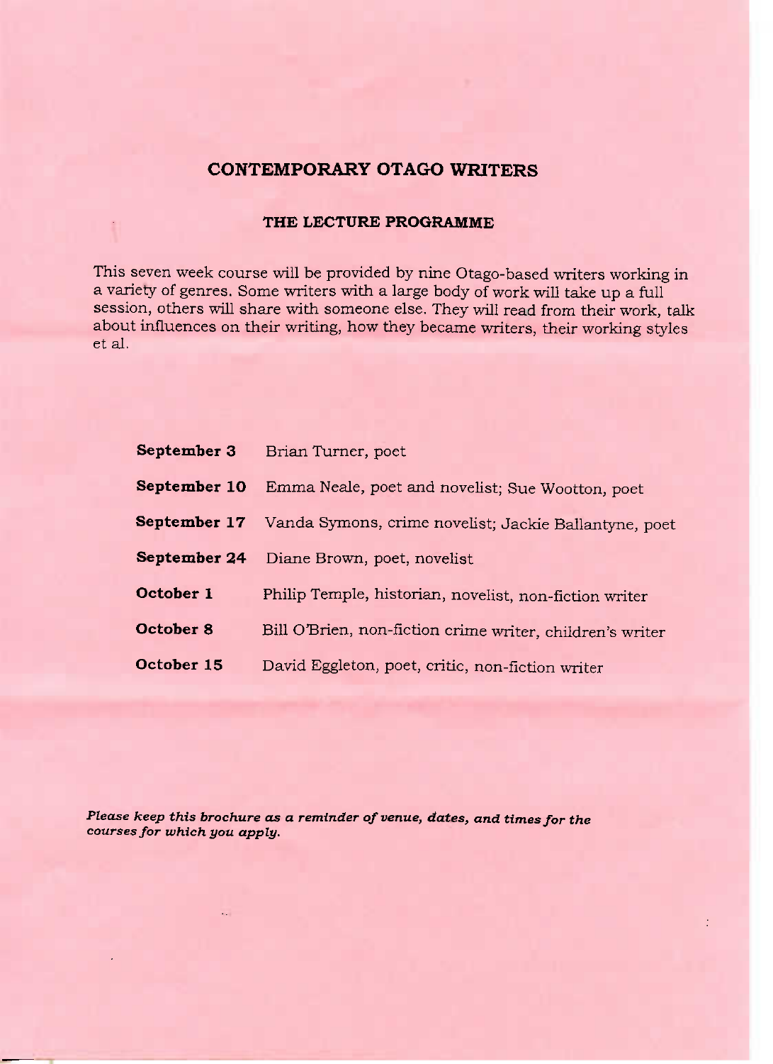# CONTEMPORARY OTAGO WRITERS

## THE LECTURE PROGRAMME

This seven week course will be provided by nine Otago-based writers working in a variety of genres. Some writers with a large body of work will take up a full session, others will share with someone else. They will read from their work, talk about influences on their writing, how they became writers, their working styles et al.

| | |
|---|---|
| **September 3** | Brian Turner, poet |
| **September 10** | Emma Neale, poet and novelist; Sue Wootton, poet |
| **September 17** | Vanda Symons, crime novelist; Jackie Ballantyne, poet |
| **September 24** | Diane Brown, poet, novelist |
| **October 1** | Philip Temple, historian, novelist, non-fiction writer |
| **October 8** | Bill O'Brien, non-fiction crime writer, children's writer |
| **October 15** | David Eggleton, poet, critic, non-fiction writer |

***Please keep this brochure as a reminder of venue, dates, and times for the courses for which you apply.***